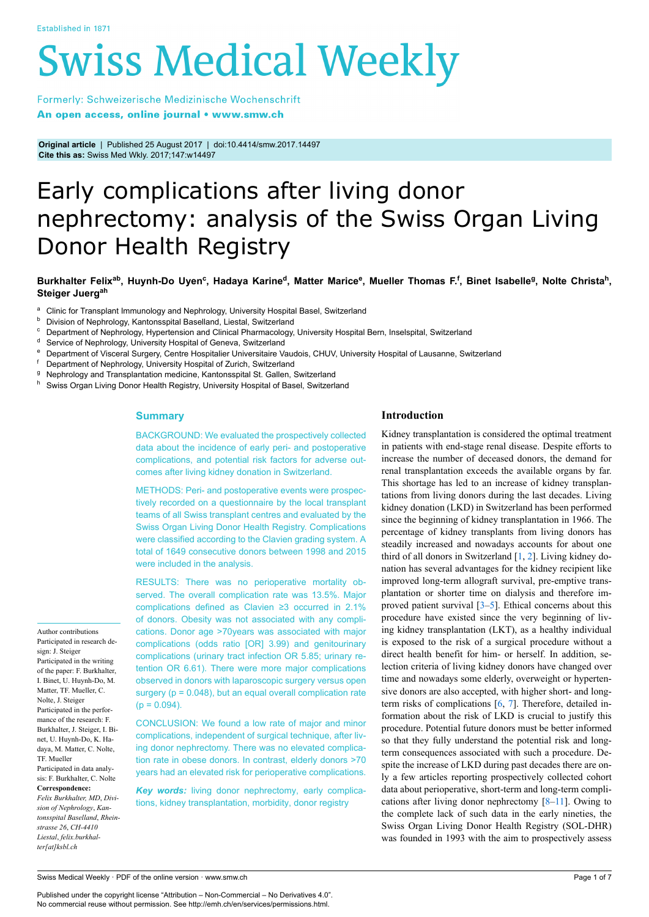Established in 1871

# Swiss Medical Weekly

Formerly: Schweizerische Medizinische Wochenschrift
**An open access, online journal • www.smw.ch**

**Original article** | Published 25 August 2017 | doi:10.4414/smw.2017.14497
**Cite this as:** Swiss Med Wkly. 2017;147:w14497

# Early complications after living donor nephrectomy: analysis of the Swiss Organ Living Donor Health Registry

**Burkhalter Felix[ab], Huynh-Do Uyen[c], Hadaya Karine[d], Matter Marice[e], Mueller Thomas F.[f], Binet Isabelle[g], Nolte Christa[h], Steiger Juerg[ah]**

[a] Clinic for Transplant Immunology and Nephrology, University Hospital Basel, Switzerland
[b] Division of Nephrology, Kantonsspital Baselland, Liestal, Switzerland
[c] Department of Nephrology, Hypertension and Clinical Pharmacology, University Hospital Bern, Inselspital, Switzerland
[d] Service of Nephrology, University Hospital of Geneva, Switzerland
[e] Department of Visceral Surgery, Centre Hospitalier Universitaire Vaudois, CHUV, University Hospital of Lausanne, Switzerland
[f] Department of Nephrology, University Hospital of Zurich, Switzerland
[g] Nephrology and Transplantation medicine, Kantonsspital St. Gallen, Switzerland
[h] Swiss Organ Living Donor Health Registry, University Hospital of Basel, Switzerland

## Summary

BACKGROUND: We evaluated the prospectively collected data about the incidence of early peri- and postoperative complications, and potential risk factors for adverse outcomes after living kidney donation in Switzerland.

METHODS: Peri- and postoperative events were prospectively recorded on a questionnaire by the local transplant teams of all Swiss transplant centres and evaluated by the Swiss Organ Living Donor Health Registry. Complications were classified according to the Clavien grading system. A total of 1649 consecutive donors between 1998 and 2015 were included in the analysis.

RESULTS: There was no perioperative mortality observed. The overall complication rate was 13.5%. Major complications defined as Clavien ≥3 occurred in 2.1% of donors. Obesity was not associated with any complications. Donor age >70years was associated with major complications (odds ratio [OR] 3.99) and genitourinary complications (urinary tract infection OR 5.85; urinary retention OR 6.61). There were more major complications observed in donors with laparoscopic surgery versus open surgery ($p = 0.048$), but an equal overall complication rate ($p = 0.094$).

CONCLUSION: We found a low rate of major and minor complications, independent of surgical technique, after living donor nephrectomy. There was no elevated complication rate in obese donors. In contrast, elderly donors >70 years had an elevated risk for perioperative complications.

***Key words:*** living donor nephrectomy, early complications, kidney transplantation, morbidity, donor registry

Author contributions
Participated in research design: J. Steiger
Participated in the writing of the paper: F. Burkhalter, I. Binet, U. Huynh-Do, M. Matter, TF. Mueller, C. Nolte, J. Steiger
Participated in the performance of the research: F. Burkhalter, J. Steiger, I. Binet, U. Huynh-Do, K. Hadaya, M. Matter, C. Nolte, TF. Mueller
Participated in data analysis: F. Burkhalter, C. Nolte
**Correspondence:**
*Felix Burkhalter, MD, Division of Nephrology, Kantonsspital Baselland, Rheinstrasse 26, CH-4410 Liestal, felix.burkhalter[at]ksbl.ch*

## Introduction

Kidney transplantation is considered the optimal treatment in patients with end-stage renal disease. Despite efforts to increase the number of deceased donors, the demand for renal transplantation exceeds the available organs by far. This shortage has led to an increase of kidney transplantations from living donors during the last decades. Living kidney donation (LKD) in Switzerland has been performed since the beginning of kidney transplantation in 1966. The percentage of kidney transplants from living donors has steadily increased and nowadays accounts for about one third of all donors in Switzerland [1, 2]. Living kidney donation has several advantages for the kidney recipient like improved long-term allograft survival, pre-emptive transplantation or shorter time on dialysis and therefore improved patient survival [3–5]. Ethical concerns about this procedure have existed since the very beginning of living kidney transplantation (LKT), as a healthy individual is exposed to the risk of a surgical procedure without a direct health benefit for him- or herself. In addition, selection criteria of living kidney donors have changed over time and nowadays some elderly, overweight or hypertensive donors are also accepted, with higher short- and long-term risks of complications [6, 7]. Therefore, detailed information about the risk of LKD is crucial to justify this procedure. Potential future donors must be better informed so that they fully understand the potential risk and long-term consequences associated with such a procedure. Despite the increase of LKD during past decades there are only a few articles reporting prospectively collected cohort data about perioperative, short-term and long-term complications after living donor nephrectomy [8–11]. Owing to the complete lack of such data in the early nineties, the Swiss Organ Living Donor Health Registry (SOL-DHR) was founded in 1993 with the aim to prospectively assess

Published under the copyright license "Attribution – Non-Commercial – No Derivatives 4.0".
No commercial reuse without permission. See http://emh.ch/en/services/permissions.html.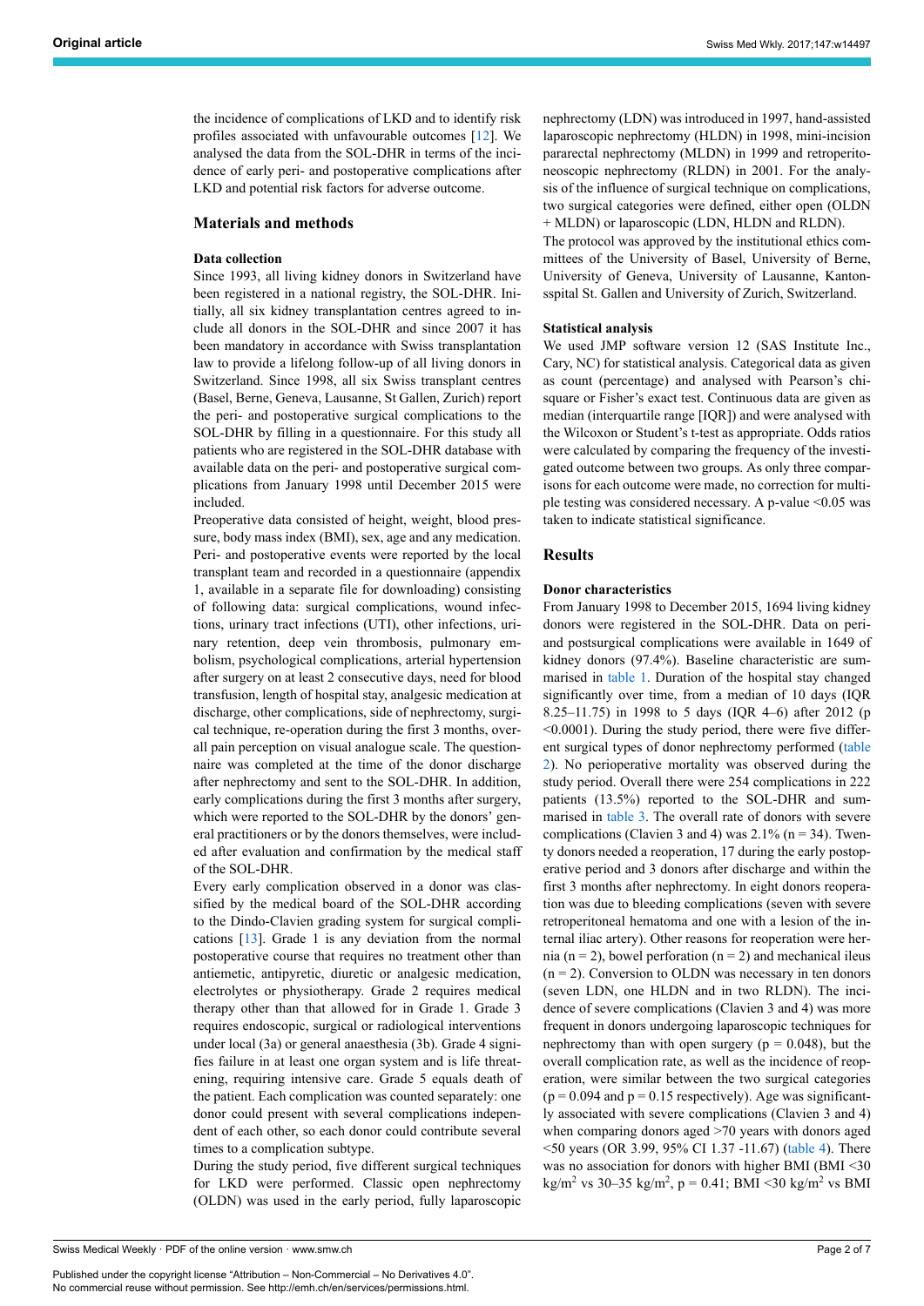the incidence of complications of LKD and to identify risk profiles associated with unfavourable outcomes [12]. We analysed the data from the SOL-DHR in terms of the incidence of early peri- and postoperative complications after LKD and potential risk factors for adverse outcome.

## Materials and methods

### Data collection

Since 1993, all living kidney donors in Switzerland have been registered in a national registry, the SOL-DHR. Initially, all six kidney transplantation centres agreed to include all donors in the SOL-DHR and since 2007 it has been mandatory in accordance with Swiss transplantation law to provide a lifelong follow-up of all living donors in Switzerland. Since 1998, all six Swiss transplant centres (Basel, Berne, Geneva, Lausanne, St Gallen, Zurich) report the peri- and postoperative surgical complications to the SOL-DHR by filling in a questionnaire. For this study all patients who are registered in the SOL-DHR database with available data on the peri- and postoperative surgical complications from January 1998 until December 2015 were included.

Preoperative data consisted of height, weight, blood pressure, body mass index (BMI), sex, age and any medication. Peri- and postoperative events were reported by the local transplant team and recorded in a questionnaire (appendix 1, available in a separate file for downloading) consisting of following data: surgical complications, wound infections, urinary tract infections (UTI), other infections, urinary retention, deep vein thrombosis, pulmonary embolism, psychological complications, arterial hypertension after surgery on at least 2 consecutive days, need for blood transfusion, length of hospital stay, analgesic medication at discharge, other complications, side of nephrectomy, surgical technique, re-operation during the first 3 months, overall pain perception on visual analogue scale. The questionnaire was completed at the time of the donor discharge after nephrectomy and sent to the SOL-DHR. In addition, early complications during the first 3 months after surgery, which were reported to the SOL-DHR by the donors' general practitioners or by the donors themselves, were included after evaluation and confirmation by the medical staff of the SOL-DHR.

Every early complication observed in a donor was classified by the medical board of the SOL-DHR according to the Dindo-Clavien grading system for surgical complications [13]. Grade 1 is any deviation from the normal postoperative course that requires no treatment other than antiemetic, antipyretic, diuretic or analgesic medication, electrolytes or physiotherapy. Grade 2 requires medical therapy other than that allowed for in Grade 1. Grade 3 requires endoscopic, surgical or radiological interventions under local (3a) or general anaesthesia (3b). Grade 4 signifies failure in at least one organ system and is life threatening, requiring intensive care. Grade 5 equals death of the patient. Each complication was counted separately: one donor could present with several complications independent of each other, so each donor could contribute several times to a complication subtype.

During the study period, five different surgical techniques for LKD were performed. Classic open nephrectomy (OLDN) was used in the early period, fully laparoscopic nephrectomy (LDN) was introduced in 1997, hand-assisted laparoscopic nephrectomy (HLDN) in 1998, mini-incision pararectal nephrectomy (MLDN) in 1999 and retroperitoneoscopic nephrectomy (RLDN) in 2001. For the analysis of the influence of surgical technique on complications, two surgical categories were defined, either open (OLDN + MLDN) or laparoscopic (LDN, HLDN and RLDN).

The protocol was approved by the institutional ethics committees of the University of Basel, University of Berne, University of Geneva, University of Lausanne, Kantonsspital St. Gallen and University of Zurich, Switzerland.

### Statistical analysis

We used JMP software version 12 (SAS Institute Inc., Cary, NC) for statistical analysis. Categorical data as given as count (percentage) and analysed with Pearson's chi-square or Fisher's exact test. Continuous data are given as median (interquartile range [IQR]) and were analysed with the Wilcoxon or Student's t-test as appropriate. Odds ratios were calculated by comparing the frequency of the investigated outcome between two groups. As only three comparisons for each outcome were made, no correction for multiple testing was considered necessary. A p-value <0.05 was taken to indicate statistical significance.

## Results

### Donor characteristics

From January 1998 to December 2015, 1694 living kidney donors were registered in the SOL-DHR. Data on peri- and postsurgical complications were available in 1649 of kidney donors (97.4%). Baseline characteristic are summarised in table 1. Duration of the hospital stay changed significantly over time, from a median of 10 days (IQR 8.25–11.75) in 1998 to 5 days (IQR 4–6) after 2012 (p <0.0001). During the study period, there were five different surgical types of donor nephrectomy performed (table 2). No perioperative mortality was observed during the study period. Overall there were 254 complications in 222 patients (13.5%) reported to the SOL-DHR and summarised in table 3. The overall rate of donors with severe complications (Clavien 3 and 4) was 2.1% (n = 34). Twenty donors needed a reoperation, 17 during the early postoperative period and 3 donors after discharge and within the first 3 months after nephrectomy. In eight donors reoperation was due to bleeding complications (seven with severe retroperitoneal hematoma and one with a lesion of the internal iliac artery). Other reasons for reoperation were hernia (n = 2), bowel perforation (n = 2) and mechanical ileus (n = 2). Conversion to OLDN was necessary in ten donors (seven LDN, one HLDN and in two RLDN). The incidence of severe complications (Clavien 3 and 4) was more frequent in donors undergoing laparoscopic techniques for nephrectomy than with open surgery (p = 0.048), but the overall complication rate, as well as the incidence of reoperation, were similar between the two surgical categories (p = 0.094 and p = 0.15 respectively). Age was significantly associated with severe complications (Clavien 3 and 4) when comparing donors aged >70 years with donors aged <50 years (OR 3.99, 95% CI 1.37 -11.67) (table 4). There was no association for donors with higher BMI (BMI <30 $kg/m^2$ vs 30–35 $kg/m^2$, p = 0.41; BMI <30 $kg/m^2$ vs BMI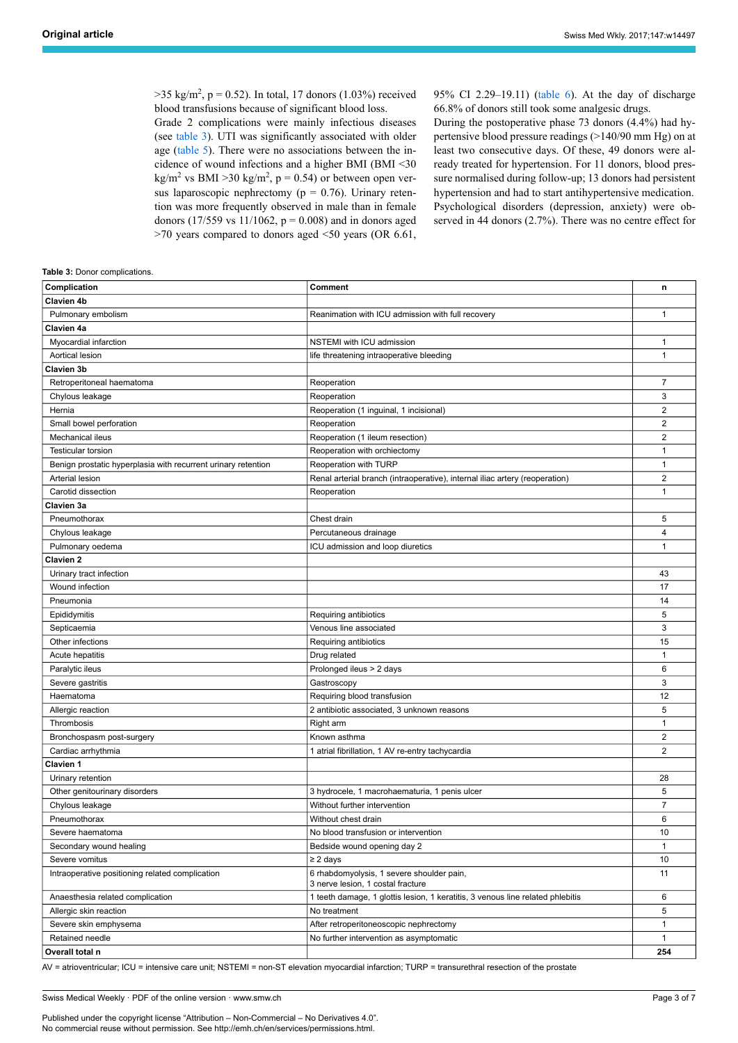>35 kg/m$^2$, $p = 0.52$). In total, 17 donors (1.03%) received blood transfusions because of significant blood loss.

Grade 2 complications were mainly infectious diseases (see table 3). UTI was significantly associated with older age (table 5). There were no associations between the incidence of wound infections and a higher BMI (BMI <30 kg/m$^2$ vs BMI >30 kg/m$^2$, $p = 0.54$) or between open versus laparoscopic nephrectomy ($p = 0.76$). Urinary retention was more frequently observed in male than in female donors (17/559 vs 11/1062, $p = 0.008$) and in donors aged >70 years compared to donors aged <50 years (OR 6.61, 95% CI 2.29–19.11) (table 6). At the day of discharge 66.8% of donors still took some analgesic drugs.

During the postoperative phase 73 donors (4.4%) had hypertensive blood pressure readings (>140/90 mm Hg) on at least two consecutive days. Of these, 49 donors were already treated for hypertension. For 11 donors, blood pressure normalised during follow-up; 13 donors had persistent hypertension and had to start antihypertensive medication. Psychological disorders (depression, anxiety) were observed in 44 donors (2.7%). There was no centre effect for

**Table 3:** Donor complications.

| Complication | Comment | n |
|---|---|---|
| **Clavien 4b** | | |
| Pulmonary embolism | Reanimation with ICU admission with full recovery | 1 |
| **Clavien 4a** | | |
| Myocardial infarction | NSTEMI with ICU admission | 1 |
| Aortical lesion | life threatening intraoperative bleeding | 1 |
| **Clavien 3b** | | |
| Retroperitoneal haematoma | Reoperation | 7 |
| Chylous leakage | Reoperation | 3 |
| Hernia | Reoperation (1 inguinal, 1 incisional) | 2 |
| Small bowel perforation | Reoperation | 2 |
| Mechanical ileus | Reoperation (1 ileum resection) | 2 |
| Testicular torsion | Reoperation with orchiectomy | 1 |
| Benign prostatic hyperplasia with recurrent urinary retention | Reoperation with TURP | 1 |
| Arterial lesion | Renal arterial branch (intraoperative), internal iliac artery (reoperation) | 2 |
| Carotid dissection | Reoperation | 1 |
| **Clavien 3a** | | |
| Pneumothorax | Chest drain | 5 |
| Chylous leakage | Percutaneous drainage | 4 |
| Pulmonary oedema | ICU admission and loop diuretics | 1 |
| **Clavien 2** | | |
| Urinary tract infection | | 43 |
| Wound infection | | 17 |
| Pneumonia | | 14 |
| Epididymitis | Requiring antibiotics | 5 |
| Septicaemia | Venous line associated | 3 |
| Other infections | Requiring antibiotics | 15 |
| Acute hepatitis | Drug related | 1 |
| Paralytic ileus | Prolonged ileus > 2 days | 6 |
| Severe gastritis | Gastroscopy | 3 |
| Haematoma | Requiring blood transfusion | 12 |
| Allergic reaction | 2 antibiotic associated, 3 unknown reasons | 5 |
| Thrombosis | Right arm | 1 |
| Bronchospasm post-surgery | Known asthma | 2 |
| Cardiac arrhythmia | 1 atrial fibrillation, 1 AV re-entry tachycardia | 2 |
| **Clavien 1** | | |
| Urinary retention | | 28 |
| Other genitourinary disorders | 3 hydrocele, 1 macrohaematuria, 1 penis ulcer | 5 |
| Chylous leakage | Without further intervention | 7 |
| Pneumothorax | Without chest drain | 6 |
| Severe haematoma | No blood transfusion or intervention | 10 |
| Secondary wound healing | Bedside wound opening day 2 | 1 |
| Severe vomitus | ≥ 2 days | 10 |
| Intraoperative positioning related complication | 6 rhabdomyolysis, 1 severe shoulder pain, 3 nerve lesion, 1 costal fracture | 11 |
| Anaesthesia related complication | 1 teeth damage, 1 glottis lesion, 1 keratitis, 3 venous line related phlebitis | 6 |
| Allergic skin reaction | No treatment | 5 |
| Severe skin emphysema | After retroperitoneoscopic nephrectomy | 1 |
| Retained needle | No further intervention as asymptomatic | 1 |
| **Overall total n** | | **254** |

AV = atrioventricular; ICU = intensive care unit; NSTEMI = non-ST elevation myocardial infarction; TURP = transurethral resection of the prostate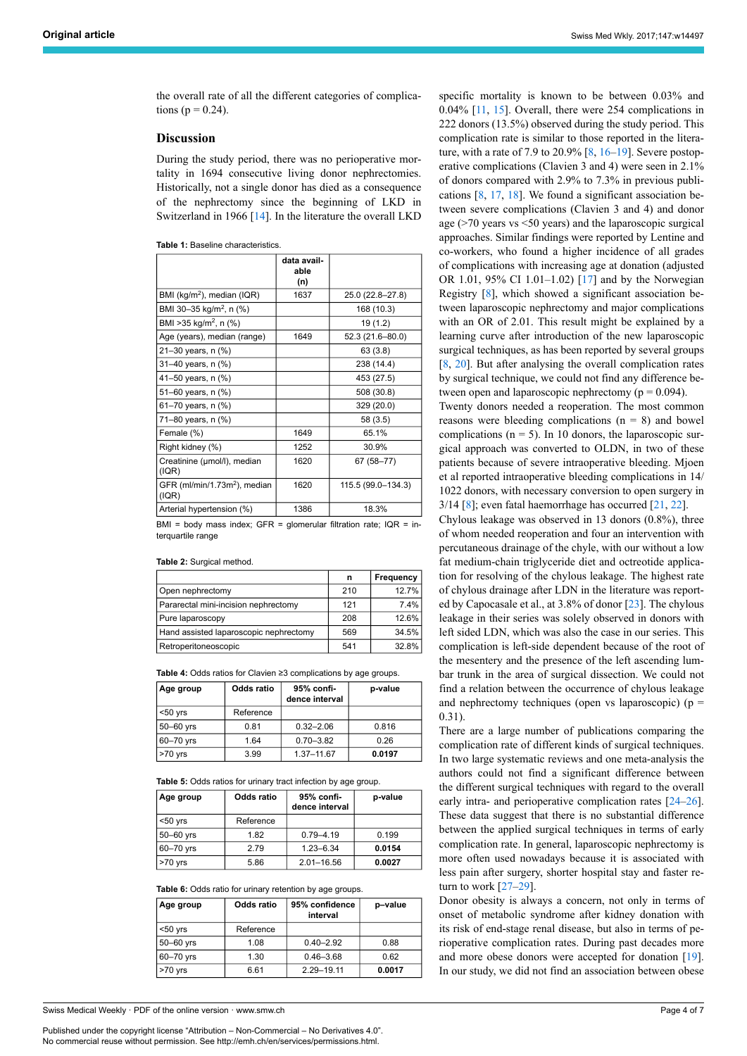the overall rate of all the different categories of complications (p = 0.24).

## Discussion

During the study period, there was no perioperative mortality in 1694 consecutive living donor nephrectomies. Historically, not a single donor has died as a consequence of the nephrectomy since the beginning of LKD in Switzerland in 1966 [14]. In the literature the overall LKD specific mortality is known to be between 0.03% and 0.04% [11, 15]. Overall, there were 254 complications in 222 donors (13.5%) observed during the study period. This complication rate is similar to those reported in the literature, with a rate of 7.9 to 20.9% [8, 16–19]. Severe postoperative complications (Clavien 3 and 4) were seen in 2.1% of donors compared with 2.9% to 7.3% in previous publications [8, 17, 18]. We found a significant association between severe complications (Clavien 3 and 4) and donor age (>70 years vs <50 years) and the laparoscopic surgical approaches. Similar findings were reported by Lentine and co-workers, who found a higher incidence of all grades of complications with increasing age at donation (adjusted OR 1.01, 95% CI 1.01–1.02) [17] and by the Norwegian Registry [8], which showed a significant association between laparoscopic nephrectomy and major complications with an OR of 2.01. This result might be explained by a learning curve after introduction of the new laparoscopic surgical techniques, as has been reported by several groups [8, 20]. But after analysing the overall complication rates by surgical technique, we could not find any difference between open and laparoscopic nephrectomy (p = 0.094).

**Table 1:** Baseline characteristics.

| | data available (n) | |
|---|---|---|
| BMI (kg/m$^2$), median (IQR) | 1637 | 25.0 (22.8–27.8) |
| BMI 30–35 kg/m$^2$, n (%) | | 168 (10.3) |
| BMI >35 kg/m$^2$, n (%) | | 19 (1.2) |
| Age (years), median (range) | 1649 | 52.3 (21.6–80.0) |
| 21–30 years, n (%) | | 63 (3.8) |
| 31–40 years, n (%) | | 238 (14.4) |
| 41–50 years, n (%) | | 453 (27.5) |
| 51–60 years, n (%) | | 508 (30.8) |
| 61–70 years, n (%) | | 329 (20.0) |
| 71–80 years, n (%) | | 58 (3.5) |
| Female (%) | 1649 | 65.1% |
| Right kidney (%) | 1252 | 30.9% |
| Creatinine (µmol/l), median (IQR) | 1620 | 67 (58–77) |
| GFR (ml/min/1.73m$^2$), median (IQR) | 1620 | 115.5 (99.0–134.3) |
| Arterial hypertension (%) | 1386 | 18.3% |

BMI = body mass index; GFR = glomerular filtration rate; IQR = interquartile range

**Table 2:** Surgical method.

| | n | Frequency |
|---|---|---|
| Open nephrectomy | 210 | 12.7% |
| Pararectal mini-incision nephrectomy | 121 | 7.4% |
| Pure laparoscopy | 208 | 12.6% |
| Hand assisted laparoscopic nephrectomy | 569 | 34.5% |
| Retroperitoneoscopic | 541 | 32.8% |

**Table 4:** Odds ratios for Clavien ≥3 complications by age groups.

| Age group | Odds ratio | 95% confidence interval | p-value |
|---|---|---|---|
| <50 yrs | Reference | | |
| 50–60 yrs | 0.81 | 0.32–2.06 | 0.816 |
| 60–70 yrs | 1.64 | 0.70–3.82 | 0.26 |
| >70 yrs | 3.99 | 1.37–11.67 | **0.0197** |

**Table 5:** Odds ratios for urinary tract infection by age group.

| Age group | Odds ratio | 95% confidence interval | p-value |
|---|---|---|---|
| <50 yrs | Reference | | |
| 50–60 yrs | 1.82 | 0.79–4.19 | 0.199 |
| 60–70 yrs | 2.79 | 1.23–6.34 | **0.0154** |
| >70 yrs | 5.86 | 2.01–16.56 | **0.0027** |

**Table 6:** Odds ratio for urinary retention by age groups.

| Age group | Odds ratio | 95% confidence interval | p–value |
|---|---|---|---|
| <50 yrs | Reference | | |
| 50–60 yrs | 1.08 | 0.40–2.92 | 0.88 |
| 60–70 yrs | 1.30 | 0.46–3.68 | 0.62 |
| >70 yrs | 6.61 | 2.29–19.11 | **0.0017** |

Twenty donors needed a reoperation. The most common reasons were bleeding complications (n = 8) and bowel complications (n = 5). In 10 donors, the laparoscopic surgical approach was converted to OLDN, in two of these patients because of severe intraoperative bleeding. Mjoen et al reported intraoperative bleeding complications in 14/1022 donors, with necessary conversion to open surgery in 3/14 [8]; even fatal haemorrhage has occurred [21, 22].

Chylous leakage was observed in 13 donors (0.8%), three of whom needed reoperation and four an intervention with percutaneous drainage of the chyle, with our without a low fat medium-chain triglyceride diet and octreotide application for resolving of the chylous leakage. The highest rate of chylous drainage after LDN in the literature was reported by Capocasale et al., at 3.8% of donor [23]. The chylous leakage in their series was solely observed in donors with left sided LDN, which was also the case in our series. This complication is left-side dependent because of the root of the mesentery and the presence of the left ascending lumbar trunk in the area of surgical dissection. We could not find a relation between the occurrence of chylous leakage and nephrectomy techniques (open vs laparoscopic) (p = 0.31).

There are a large number of publications comparing the complication rate of different kinds of surgical techniques. In two large systematic reviews and one meta-analysis the authors could not find a significant difference between the different surgical techniques with regard to the overall early intra- and perioperative complication rates [24–26]. These data suggest that there is no substantial difference between the applied surgical techniques in terms of early complication rate. In general, laparoscopic nephrectomy is more often used nowadays because it is associated with less pain after surgery, shorter hospital stay and faster return to work [27–29].

Donor obesity is always a concern, not only in terms of onset of metabolic syndrome after kidney donation with its risk of end-stage renal disease, but also in terms of perioperative complication rates. During past decades more and more obese donors were accepted for donation [19]. In our study, we did not find an association between obese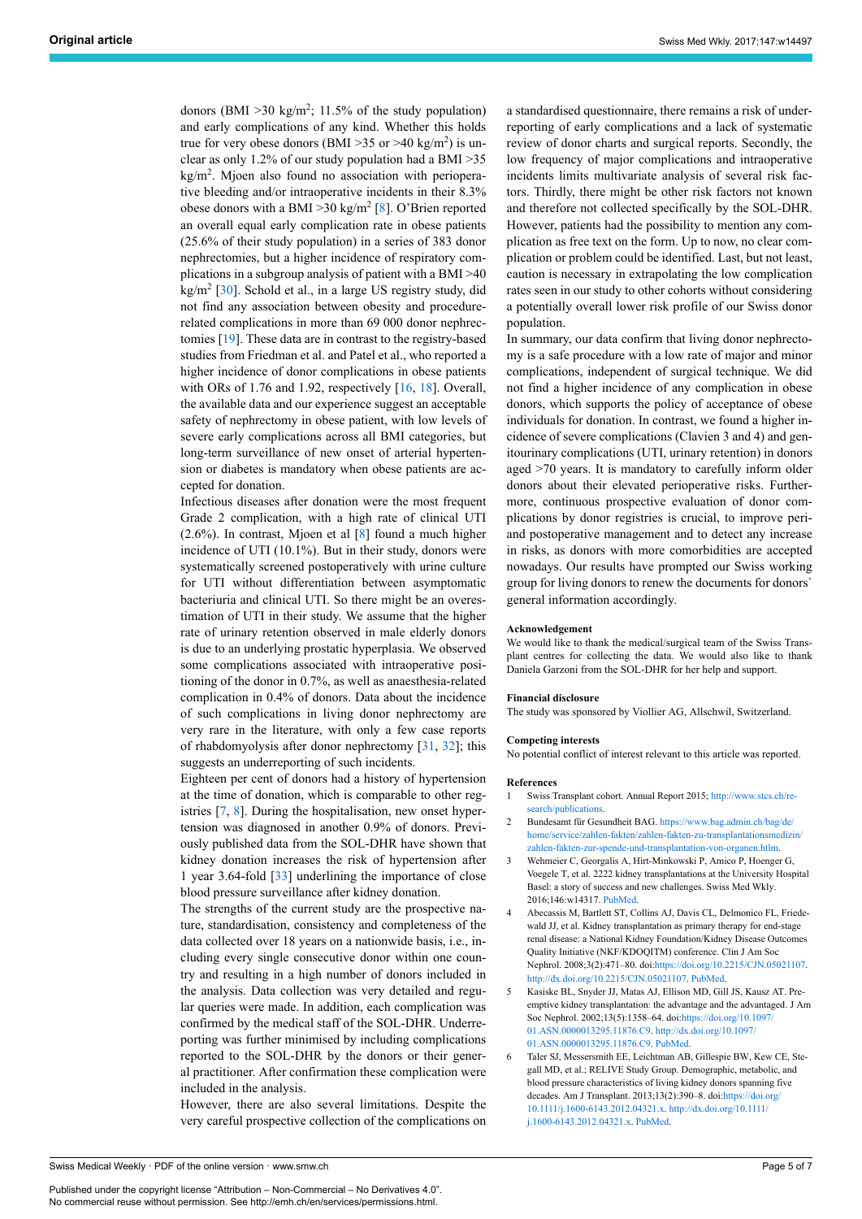donors (BMI >30 kg/m$^2$; 11.5% of the study population) and early complications of any kind. Whether this holds true for very obese donors (BMI >35 or >40 kg/m$^2$) is unclear as only 1.2% of our study population had a BMI >35 kg/m$^2$. Mjoen also found no association with perioperative bleeding and/or intraoperative incidents in their 8.3% obese donors with a BMI >30 kg/m$^2$ [8]. O'Brien reported an overall equal early complication rate in obese patients (25.6% of their study population) in a series of 383 donor nephrectomies, but a higher incidence of respiratory complications in a subgroup analysis of patient with a BMI >40 kg/m$^2$ [30]. Schold et al., in a large US registry study, did not find any association between obesity and procedure-related complications in more than 69 000 donor nephrectomies [19]. These data are in contrast to the registry-based studies from Friedman et al. and Patel et al., who reported a higher incidence of donor complications in obese patients with ORs of 1.76 and 1.92, respectively [16, 18]. Overall, the available data and our experience suggest an acceptable safety of nephrectomy in obese patient, with low levels of severe early complications across all BMI categories, but long-term surveillance of new onset of arterial hypertension or diabetes is mandatory when obese patients are accepted for donation.

Infectious diseases after donation were the most frequent Grade 2 complication, with a high rate of clinical UTI (2.6%). In contrast, Mjoen et al [8] found a much higher incidence of UTI (10.1%). But in their study, donors were systematically screened postoperatively with urine culture for UTI without differentiation between asymptomatic bacteriuria and clinical UTI. So there might be an overestimation of UTI in their study. We assume that the higher rate of urinary retention observed in male elderly donors is due to an underlying prostatic hyperplasia. We observed some complications associated with intraoperative positioning of the donor in 0.7%, as well as anaesthesia-related complication in 0.4% of donors. Data about the incidence of such complications in living donor nephrectomy are very rare in the literature, with only a few case reports of rhabdomyolysis after donor nephrectomy [31, 32]; this suggests an underreporting of such incidents.

Eighteen per cent of donors had a history of hypertension at the time of donation, which is comparable to other registries [7, 8]. During the hospitalisation, new onset hypertension was diagnosed in another 0.9% of donors. Previously published data from the SOL-DHR have shown that kidney donation increases the risk of hypertension after 1 year 3.64-fold [33] underlining the importance of close blood pressure surveillance after kidney donation.

The strengths of the current study are the prospective nature, standardisation, consistency and completeness of the data collected over 18 years on a nationwide basis, i.e., including every single consecutive donor within one country and resulting in a high number of donors included in the analysis. Data collection was very detailed and regular queries were made. In addition, each complication was confirmed by the medical staff of the SOL-DHR. Underreporting was further minimised by including complications reported to the SOL-DHR by the donors or their general practitioner. After confirmation these complication were included in the analysis.

However, there are also several limitations. Despite the very careful prospective collection of the complications on a standardised questionnaire, there remains a risk of underreporting of early complications and a lack of systematic review of donor charts and surgical reports. Secondly, the low frequency of major complications and intraoperative incidents limits multivariate analysis of several risk factors. Thirdly, there might be other risk factors not known and therefore not collected specifically by the SOL-DHR. However, patients had the possibility to mention any complication as free text on the form. Up to now, no clear complication or problem could be identified. Last, but not least, caution is necessary in extrapolating the low complication rates seen in our study to other cohorts without considering a potentially overall lower risk profile of our Swiss donor population.

In summary, our data confirm that living donor nephrectomy is a safe procedure with a low rate of major and minor complications, independent of surgical technique. We did not find a higher incidence of any complication in obese donors, which supports the policy of acceptance of obese individuals for donation. In contrast, we found a higher incidence of severe complications (Clavien 3 and 4) and genitourinary complications (UTI, urinary retention) in donors aged >70 years. It is mandatory to carefully inform older donors about their elevated perioperative risks. Furthermore, continuous prospective evaluation of donor complications by donor registries is crucial, to improve peri- and postoperative management and to detect any increase in risks, as donors with more comorbidities are accepted nowadays. Our results have prompted our Swiss working group for living donors to renew the documents for donors` general information accordingly.

#### Acknowledgement

We would like to thank the medical/surgical team of the Swiss Transplant centres for collecting the data. We would also like to thank Daniela Garzoni from the SOL-DHR for her help and support.

#### Financial disclosure

The study was sponsored by Viollier AG, Allschwil, Switzerland.

#### Competing interests

No potential conflict of interest relevant to this article was reported.

#### References

1. Swiss Transplant cohort. Annual Report 2015; http://www.stcs.ch/research/publications.
2. Bundesamt für Gesundheit BAG. https://www.bag.admin.ch/bag/de/home/service/zahlen-fakten/zahlen-fakten-zu-transplantationsmedizin/zahlen-fakten-zur-spende-und-transplantation-von-organen.htlm.
3. Wehmeier C, Georgalis A, Hirt-Minkowski P, Amico P, Hoenger G, Voegele T, et al. 2222 kidney transplantations at the University Hospital Basel: a story of success and new challenges. Swiss Med Wkly. 2016;146:w14317. PubMed.
4. Abecassis M, Bartlett ST, Collins AJ, Davis CL, Delmonico FL, Friedewald JJ, et al. Kidney transplantation as primary therapy for end-stage renal disease: a National Kidney Foundation/Kidney Disease Outcomes Quality Initiative (NKF/KDOQITM) conference. Clin J Am Soc Nephrol. 2008;3(2):471–80. doi:https://doi.org/10.2215/CJN.05021107. http://dx.doi.org/10.2215/CJN.05021107. PubMed.
5. Kasiske BL, Snyder JJ, Matas AJ, Ellison MD, Gill JS, Kausz AT. Preemptive kidney transplantation: the advantage and the advantaged. J Am Soc Nephrol. 2002;13(5):1358–64. doi:https://doi.org/10.1097/01.ASN.0000013295.11876.C9. http://dx.doi.org/10.1097/01.ASN.0000013295.11876.C9. PubMed.
6. Taler SJ, Messersmith EE, Leichtman AB, Gillespie BW, Kew CE, Stegall MD, et al.; RELIVE Study Group. Demographic, metabolic, and blood pressure characteristics of living kidney donors spanning five decades. Am J Transplant. 2013;13(2):390–8. doi:https://doi.org/10.1111/j.1600-6143.2012.04321.x. http://dx.doi.org/10.1111/j.1600-6143.2012.04321.x. PubMed.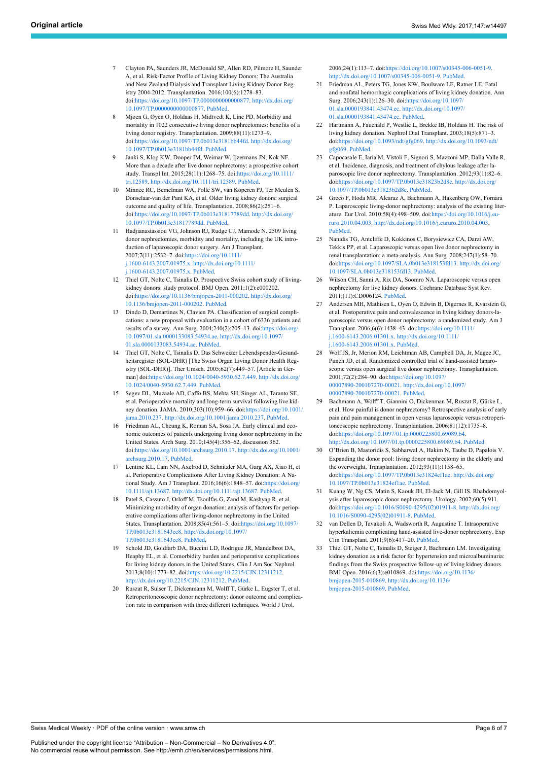7 Clayton PA, Saunders JR, McDonald SP, Allen RD, Pilmore H, Saunder A, et al. Risk-Factor Profile of Living Kidney Donors: The Australia and New Zealand Dialysis and Transplant Living Kidney Donor Registry 2004-2012. Transplantation. 2016;100(6):1278–83. doi:https://doi.org/10.1097/TP.0000000000000877. http://dx.doi.org/10.1097/TP.0000000000000877. PubMed.

8 Mjøen G, Øyen O, Holdaas H, Midtvedt K, Line PD. Morbidity and mortality in 1022 consecutive living donor nephrectomies: benefits of a living donor registry. Transplantation. 2009;88(11):1273–9. doi:https://doi.org/10.1097/TP.0b013e3181bb44fd. http://dx.doi.org/10.1097/TP.0b013e3181bb44fd. PubMed.

9 Janki S, Klop KW, Dooper IM, Weimar W, Ijzermans JN, Kok NF. More than a decade after live donor nephrectomy: a prospective cohort study. Transpl Int. 2015;28(11):1268–75. doi:https://doi.org/10.1111/tri.12589. http://dx.doi.org/10.1111/tri.12589. PubMed.

10 Minnee RC, Bemelman WA, Polle SW, van Koperen PJ, Ter Meulen S, Donselaar-van der Pant KA, et al. Older living kidney donors: surgical outcome and quality of life. Transplantation. 2008;86(2):251–6. doi:https://doi.org/10.1097/TP.0b013e31817789dd. http://dx.doi.org/10.1097/TP.0b013e31817789dd. PubMed.

11 Hadjianastassiou VG, Johnson RJ, Rudge CJ, Mamode N. 2509 living donor nephrectomies, morbidity and mortality, including the UK introduction of laparoscopic donor surgery. Am J Transplant. 2007;7(11):2532–7. doi:https://doi.org/10.1111/j.1600-6143.2007.01975.x. http://dx.doi.org/10.1111/j.1600-6143.2007.01975.x. PubMed.

12 Thiel GT, Nolte C, Tsinalis D. Prospective Swiss cohort study of living-kidney donors: study protocol. BMJ Open. 2011;1(2):e000202. doi:https://doi.org/10.1136/bmjopen-2011-000202. http://dx.doi.org/10.1136/bmjopen-2011-000202. PubMed.

13 Dindo D, Demartines N, Clavien PA. Classification of surgical complications: a new proposal with evaluation in a cohort of 6336 patients and results of a survey. Ann Surg. 2004;240(2):205–13. doi:https://doi.org/10.1097/01.sla.0000133083.54934.ae. http://dx.doi.org/10.1097/01.sla.0000133083.54934.ae. PubMed.

14 Thiel GT, Nolte C, Tsinalis D. Das Schweizer Lebendspender-Gesundheitsregister (SOL-DHR) [The Swiss Organ Living Donor Health Registry (SOL-DHR)]. Ther Umsch. 2005;62(7):449–57. [Article in German] doi:https://doi.org/10.1024/0040-5930.62.7.449. http://dx.doi.org/10.1024/0040-5930.62.7.449. PubMed.

15 Segev DL, Muzaale AD, Caffo BS, Mehta SH, Singer AL, Taranto SE, et al. Perioperative mortality and long-term survival following live kidney donation. JAMA. 2010;303(10):959–66. doi:https://doi.org/10.1001/jama.2010.237. http://dx.doi.org/10.1001/jama.2010.237. PubMed.

16 Friedman AL, Cheung K, Roman SA, Sosa JA. Early clinical and economic outcomes of patients undergoing living donor nephrectomy in the United States. Arch Surg. 2010;145(4):356–62, discussion 362. doi:https://doi.org/10.1001/archsurg.2010.17. http://dx.doi.org/10.1001/archsurg.2010.17. PubMed.

17 Lentine KL, Lam NN, Axelrod D, Schnitzler MA, Garg AX, Xiao H, et al. Perioperative Complications After Living Kidney Donation: A National Study. Am J Transplant. 2016;16(6):1848–57. doi:https://doi.org/10.1111/ajt.13687. http://dx.doi.org/10.1111/ajt.13687. PubMed.

18 Patel S, Cassuto J, Orloff M, Tsoulfas G, Zand M, Kashyap R, et al. Minimizing morbidity of organ donation: analysis of factors for perioperative complications after living-donor nephrectomy in the United States. Transplantation. 2008;85(4):561–5. doi:https://doi.org/10.1097/TP.0b013e3181643ce8. http://dx.doi.org/10.1097/TP.0b013e3181643ce8. PubMed.

19 Schold JD, Goldfarb DA, Buccini LD, Rodrigue JR, Mandelbrot DA, Heaphy EL, et al. Comorbidity burden and perioperative complications for living kidney donors in the United States. Clin J Am Soc Nephrol. 2013;8(10):1773–82. doi:https://doi.org/10.2215/CJN.12311212. http://dx.doi.org/10.2215/CJN.12311212. PubMed.

20 Ruszat R, Sulser T, Dickenmann M, Wolff T, Gürke L, Eugster T, et al. Retroperitoneoscopic donor nephrectomy: donor outcome and complication rate in comparison with three different techniques. World J Urol. 2006;24(1):113–7. doi:https://doi.org/10.1007/s00345-006-0051-9. http://dx.doi.org/10.1007/s00345-006-0051-9. PubMed.

21 Friedman AL, Peters TG, Jones KW, Boulware LE, Ratner LE. Fatal and nonfatal hemorrhagic complications of living kidney donation. Ann Surg. 2006;243(1):126–30. doi:https://doi.org/10.1097/01.sla.0000193841.43474.ec. http://dx.doi.org/10.1097/01.sla.0000193841.43474.ec. PubMed.

22 Hartmann A, Fauchald P, Westlie L, Brekke IB, Holdaas H. The risk of living kidney donation. Nephrol Dial Transplant. 2003;18(5):871–3. doi:https://doi.org/10.1093/ndt/gfg069. http://dx.doi.org/10.1093/ndt/gfg069. PubMed.

23 Capocasale E, Iaria M, Vistoli F, Signori S, Mazzoni MP, Dalla Valle R, et al. Incidence, diagnosis, and treatment of chylous leakage after laparoscopic live donor nephrectomy. Transplantation. 2012;93(1):82–6. doi:https://doi.org/10.1097/TP.0b013e31823b2d8e. http://dx.doi.org/10.1097/TP.0b013e31823b2d8e. PubMed.

24 Greco F, Hoda MR, Alcaraz A, Bachmann A, Hakenberg OW, Fornara P. Laparoscopic living-donor nephrectomy: analysis of the existing literature. Eur Urol. 2010;58(4):498–509. doi:https://doi.org/10.1016/j.eururo.2010.04.003. http://dx.doi.org/10.1016/j.eururo.2010.04.003. PubMed.

25 Nanidis TG, Antcliffe D, Kokkinos C, Borysiewicz CA, Darzi AW, Tekkis PP, et al. Laparoscopic versus open live donor nephrectomy in renal transplantation: a meta-analysis. Ann Surg. 2008;247(1):58–70. doi:https://doi.org/10.1097/SLA.0b013e318153fd13. http://dx.doi.org/10.1097/SLA.0b013e318153fd13. PubMed.

26 Wilson CH, Sanni A, Rix DA, Soomro NA. Laparoscopic versus open nephrectomy for live kidney donors. Cochrane Database Syst Rev. 2011;(11):CD006124. PubMed.

27 Andersen MH, Mathisen L, Oyen O, Edwin B, Digernes R, Kvarstein G, et al. Postoperative pain and convalescence in living kidney donors-laparoscopic versus open donor nephrectomy: a randomized study. Am J Transplant. 2006;6(6):1438–43. doi:https://doi.org/10.1111/j.1600-6143.2006.01301.x. http://dx.doi.org/10.1111/j.1600-6143.2006.01301.x. PubMed.

28 Wolf JS, Jr, Merion RM, Leichtman AB, Campbell DA, Jr, Magee JC, Punch JD, et al. Randomized controlled trial of hand-assisted laparoscopic versus open surgical live donor nephrectomy. Transplantation. 2001;72(2):284–90. doi:https://doi.org/10.1097/00007890-200107270-00021. http://dx.doi.org/10.1097/00007890-200107270-00021. PubMed.

29 Bachmann A, Wolff T, Giannini O, Dickenman M, Ruszat R, Gürke L, et al. How painful is donor nephrectomy? Retrospective analysis of early pain and pain management in open versus laparoscopic versus retroperitoneoscopic nephrectomy. Transplantation. 2006;81(12):1735–8. doi:https://doi.org/10.1097/01.tp.0000225800.69089.b4. http://dx.doi.org/10.1097/01.tp.0000225800.69089.b4. PubMed.

30 O'Brien B, Mastoridis S, Sabharwal A, Hakim N, Taube D, Papalois V. Expanding the donor pool: living donor nephrectomy in the elderly and the overweight. Transplantation. 2012;93(11):1158–65. doi:https://doi.org/10.1097/TP.0b013e31824ef1ae. http://dx.doi.org/10.1097/TP.0b013e31824ef1ae. PubMed.

31 Kuang W, Ng CS, Matin S, Kaouk JH, El-Jack M, Gill IS. Rhabdomyolysis after laparoscopic donor nephrectomy. Urology. 2002;60(5):911. doi:https://doi.org/10.1016/S0090-4295(02)01911-8. http://dx.doi.org/10.1016/S0090-4295(02)01911-8. PubMed.

32 van Dellen D, Tavakoli A, Wadsworth R, Augustine T. Intraoperative hyperkaliemia complicating hand-assisted live-donor nephrectomy. Exp Clin Transplant. 2011;9(6):417–20. PubMed.

33 Thiel GT, Nolte C, Tsinalis D, Steiger J, Bachmann LM. Investigating kidney donation as a risk factor for hypertension and microalbuminuria: findings from the Swiss prospective follow-up of living kidney donors. BMJ Open. 2016;6(3):e010869. doi:https://doi.org/10.1136/bmjopen-2015-010869. http://dx.doi.org/10.1136/bmjopen-2015-010869. PubMed.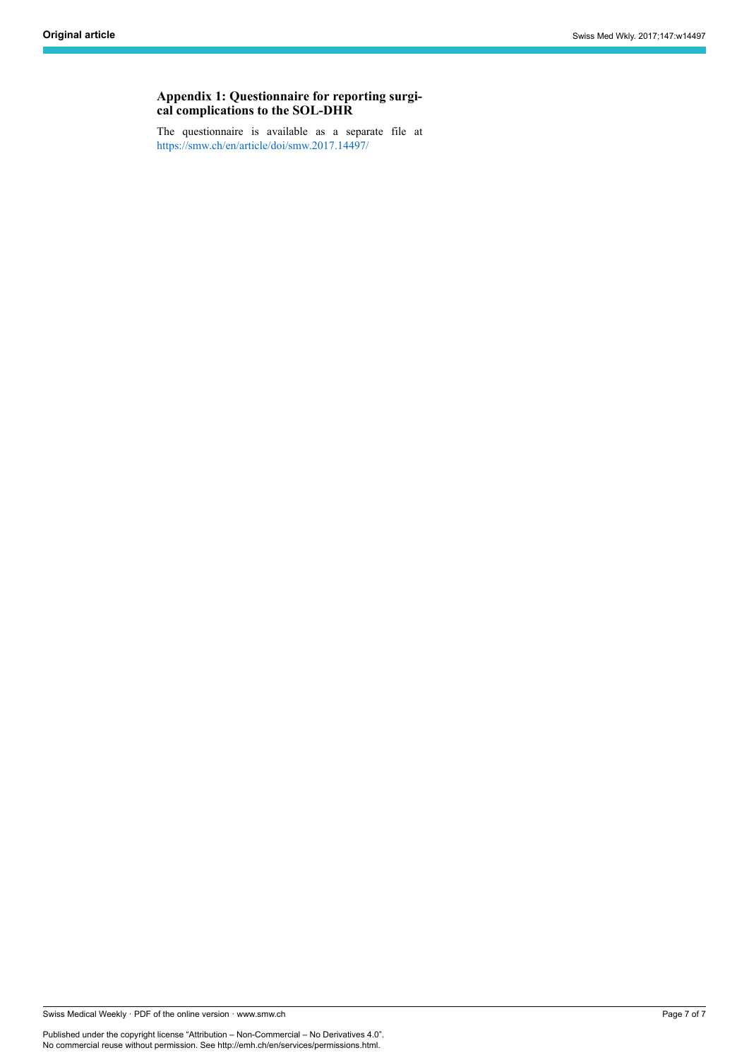## Appendix 1: Questionnaire for reporting surgical complications to the SOL-DHR

The questionnaire is available as a separate file at https://smw.ch/en/article/doi/smw.2017.14497/